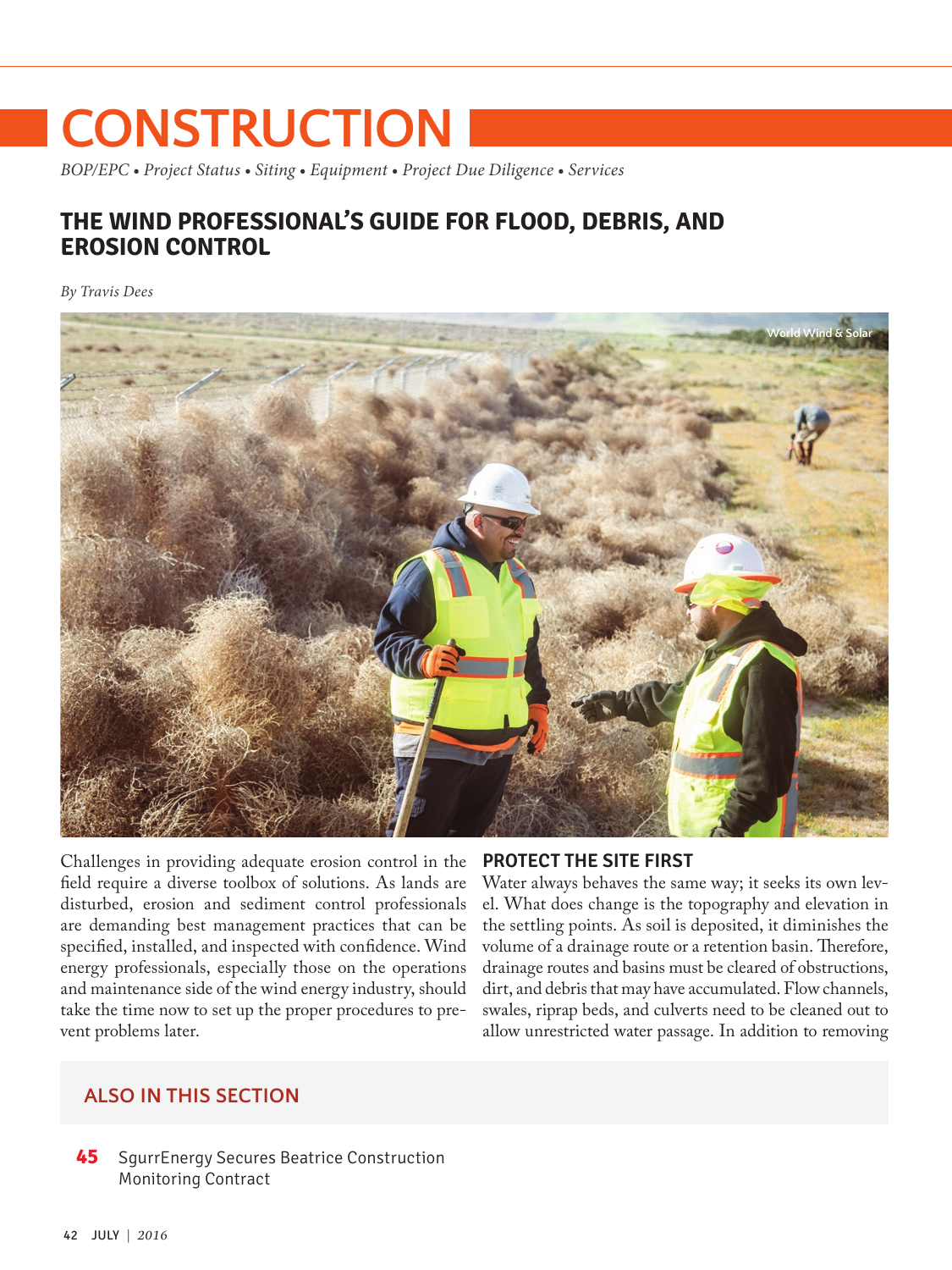# CONSTRUCTION

*BOP/EPC • Project Status • Siting • Equipment • Project Due Diligence • Services*

## THE WIND PROFESSIONAL'S GUIDE FOR FLOOD, DEBRIS, AND EROSION CONTROL

*By Travis Dees*

World Wind & Solar

Challenges in providing adequate erosion control in the field require a diverse toolbox of solutions. As lands are disturbed, erosion and sediment control professionals are demanding best management practices that can be specified, installed, and inspected with confidence. Wind energy professionals, especially those on the operations and maintenance side of the wind energy industry, should take the time now to set up the proper procedures to prevent problems later.

### PROTECT THE SITE FIRST

Water always behaves the same way; it seeks its own level. What does change is the topography and elevation in the settling points. As soil is deposited, it diminishes the volume of a drainage route or a retention basin. Therefore, drainage routes and basins must be cleared of obstructions, dirt, and debris that may have accumulated. Flow channels, swales, riprap beds, and culverts need to be cleaned out to allow unrestricted water passage. In addition to removing

### ALSO IN THIS SECTION

**45** SgurrEnergy Secures Beatrice Construction Monitoring Contract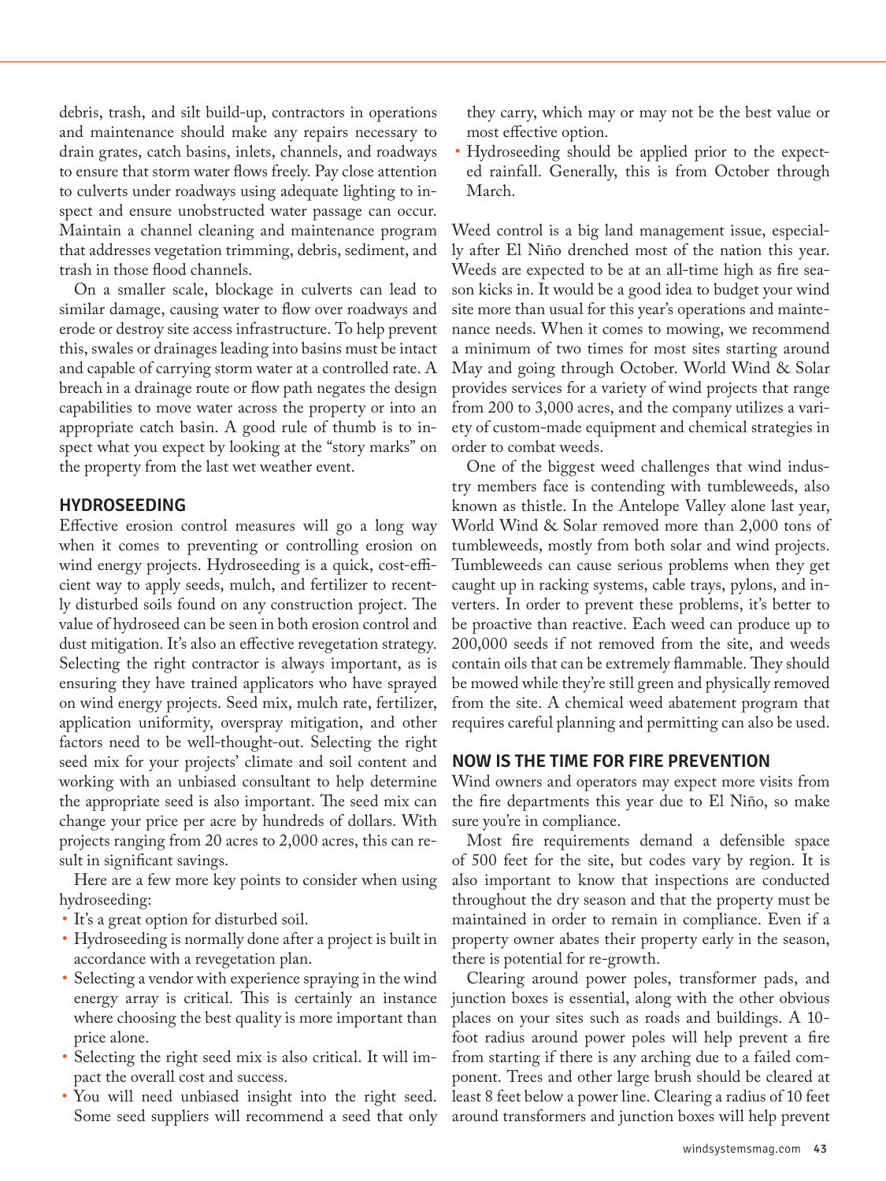debris, trash, and silt build-up, contractors in operations and maintenance should make any repairs necessary to drain grates, catch basins, inlets, channels, and roadways to ensure that storm water flows freely. Pay close attention to culverts under roadways using adequate lighting to inspect and ensure unobstructed water passage can occur. Maintain a channel cleaning and maintenance program that addresses vegetation trimming, debris, sediment, and trash in those flood channels.

On a smaller scale, blockage in culverts can lead to similar damage, causing water to flow over roadways and erode or destroy site access infrastructure. To help prevent this, swales or drainages leading into basins must be intact and capable of carrying storm water at a controlled rate. A breach in a drainage route or flow path negates the design capabilities to move water across the property or into an appropriate catch basin. A good rule of thumb is to inspect what you expect by looking at the "story marks" on the property from the last wet weather event.

## HYDROSEEDING

Effective erosion control measures will go a long way when it comes to preventing or controlling erosion on wind energy projects. Hydroseeding is a quick, cost-efficient way to apply seeds, mulch, and fertilizer to recently disturbed soils found on any construction project. The value of hydroseed can be seen in both erosion control and dust mitigation. It's also an effective revegetation strategy. Selecting the right contractor is always important, as is ensuring they have trained applicators who have sprayed on wind energy projects. Seed mix, mulch rate, fertilizer, application uniformity, overspray mitigation, and other factors need to be well-thought-out. Selecting the right seed mix for your projects' climate and soil content and working with an unbiased consultant to help determine the appropriate seed is also important. The seed mix can change your price per acre by hundreds of dollars. With projects ranging from 20 acres to 2,000 acres, this can result in significant savings.

Here are a few more key points to consider when using hydroseeding:

- It's a great option for disturbed soil.
- Hydroseeding is normally done after a project is built in accordance with a revegetation plan.
- Selecting a vendor with experience spraying in the wind energy array is critical. This is certainly an instance where choosing the best quality is more important than price alone.
- Selecting the right seed mix is also critical. It will impact the overall cost and success.
- You will need unbiased insight into the right seed. Some seed suppliers will recommend a seed that only they carry, which may or may not be the best value or most effective option.
- Hydroseeding should be applied prior to the expected rainfall. Generally, this is from October through March.

Weed control is a big land management issue, especially after El Niño drenched most of the nation this year. Weeds are expected to be at an all-time high as fire season kicks in. It would be a good idea to budget your wind site more than usual for this year's operations and maintenance needs. When it comes to mowing, we recommend a minimum of two times for most sites starting around May and going through October. World Wind & Solar provides services for a variety of wind projects that range from 200 to 3,000 acres, and the company utilizes a variety of custom-made equipment and chemical strategies in order to combat weeds.

One of the biggest weed challenges that wind industry members face is contending with tumbleweeds, also known as thistle. In the Antelope Valley alone last year, World Wind & Solar removed more than 2,000 tons of tumbleweeds, mostly from both solar and wind projects. Tumbleweeds can cause serious problems when they get caught up in racking systems, cable trays, pylons, and inverters. In order to prevent these problems, it's better to be proactive than reactive. Each weed can produce up to 200,000 seeds if not removed from the site, and weeds contain oils that can be extremely flammable. They should be mowed while they're still green and physically removed from the site. A chemical weed abatement program that requires careful planning and permitting can also be used.

## NOW IS THE TIME FOR FIRE PREVENTION

Wind owners and operators may expect more visits from the fire departments this year due to El Niño, so make sure you're in compliance.

Most fire requirements demand a defensible space of 500 feet for the site, but codes vary by region. It is also important to know that inspections are conducted throughout the dry season and that the property must be maintained in order to remain in compliance. Even if a property owner abates their property early in the season, there is potential for re-growth.

Clearing around power poles, transformer pads, and junction boxes is essential, along with the other obvious places on your sites such as roads and buildings. A 10-foot radius around power poles will help prevent a fire from starting if there is any arching due to a failed component. Trees and other large brush should be cleared at least 8 feet below a power line. Clearing a radius of 10 feet around transformers and junction boxes will help prevent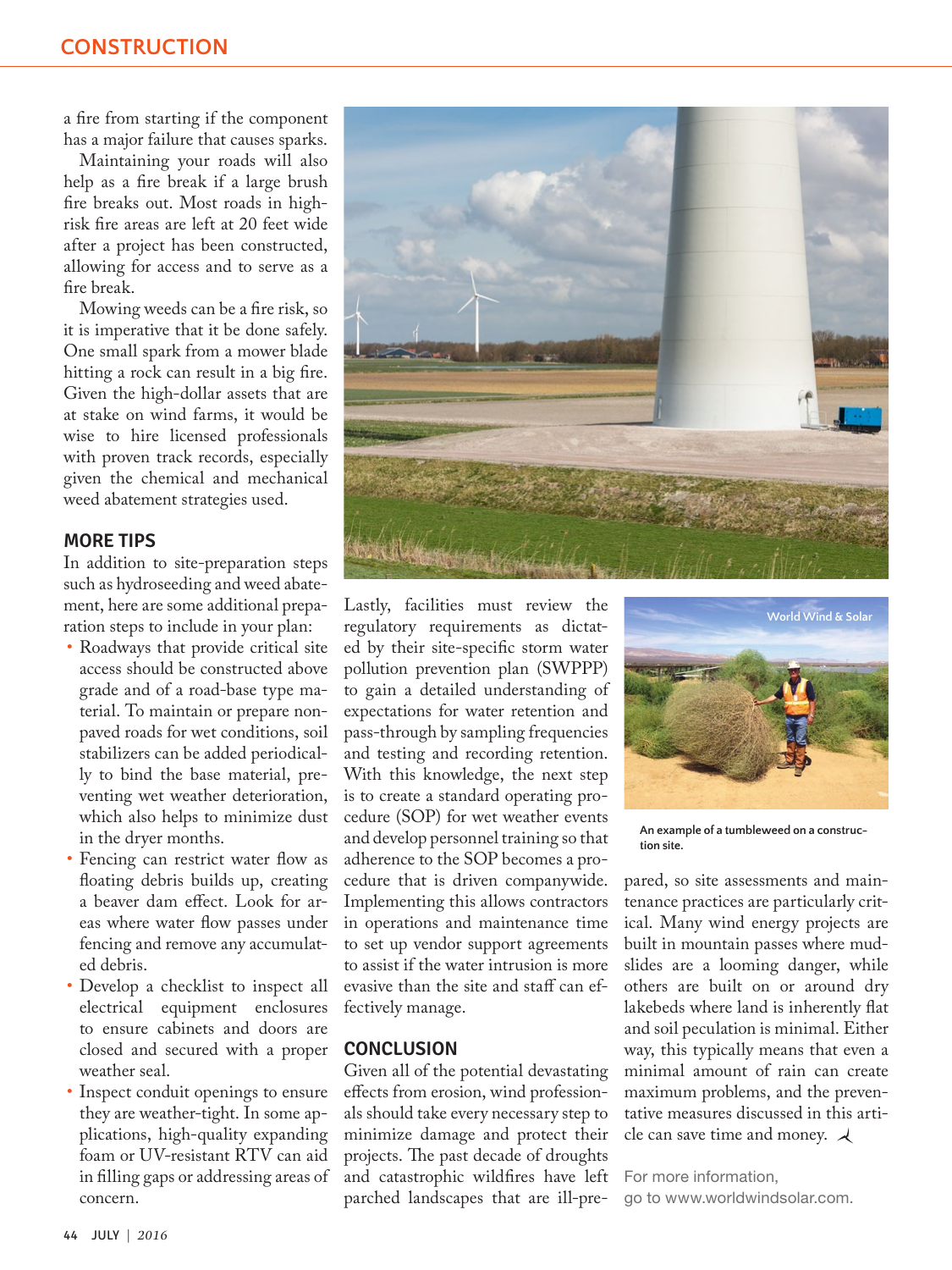a fire from starting if the component has a major failure that causes sparks.

Maintaining your roads will also help as a fire break if a large brush fire breaks out. Most roads in high-risk fire areas are left at 20 feet wide after a project has been constructed, allowing for access and to serve as a fire break.

Mowing weeds can be a fire risk, so it is imperative that it be done safely. One small spark from a mower blade hitting a rock can result in a big fire. Given the high-dollar assets that are at stake on wind farms, it would be wise to hire licensed professionals with proven track records, especially given the chemical and mechanical weed abatement strategies used.

## MORE TIPS

In addition to site-preparation steps such as hydroseeding and weed abatement, here are some additional preparation steps to include in your plan:

- Roadways that provide critical site access should be constructed above grade and of a road-base type material. To maintain or prepare non-paved roads for wet conditions, soil stabilizers can be added periodically to bind the base material, preventing wet weather deterioration, which also helps to minimize dust in the dryer months.
- Fencing can restrict water flow as floating debris builds up, creating a beaver dam effect. Look for areas where water flow passes under fencing and remove any accumulated debris.
- Develop a checklist to inspect all electrical equipment enclosures to ensure cabinets and doors are closed and secured with a proper weather seal.
- Inspect conduit openings to ensure they are weather-tight. In some applications, high-quality expanding foam or UV-resistant RTV can aid in filling gaps or addressing areas of concern.

Lastly, facilities must review the regulatory requirements as dictated by their site-specific storm water pollution prevention plan (SWPPP) to gain a detailed understanding of expectations for water retention and pass-through by sampling frequencies and testing and recording retention. With this knowledge, the next step is to create a standard operating procedure (SOP) for wet weather events and develop personnel training so that adherence to the SOP becomes a procedure that is driven companywide. Implementing this allows contractors in operations and maintenance time to set up vendor support agreements to assist if the water intrusion is more evasive than the site and staff can effectively manage.

## CONCLUSION

Given all of the potential devastating effects from erosion, wind professionals should take every necessary step to minimize damage and protect their projects. The past decade of droughts and catastrophic wildfires have left parched landscapes that are ill-prepared, so site assessments and maintenance practices are particularly critical. Many wind energy projects are built in mountain passes where mudslides are a looming danger, while others are built on or around dry lakebeds where land is inherently flat and soil peculation is minimal. Either way, this typically means that even a minimal amount of rain can create maximum problems, and the preventative measures discussed in this article can save time and money.

World Wind & Solar

An example of a tumbleweed on a construction site.

For more information, go to www.worldwindsolar.com.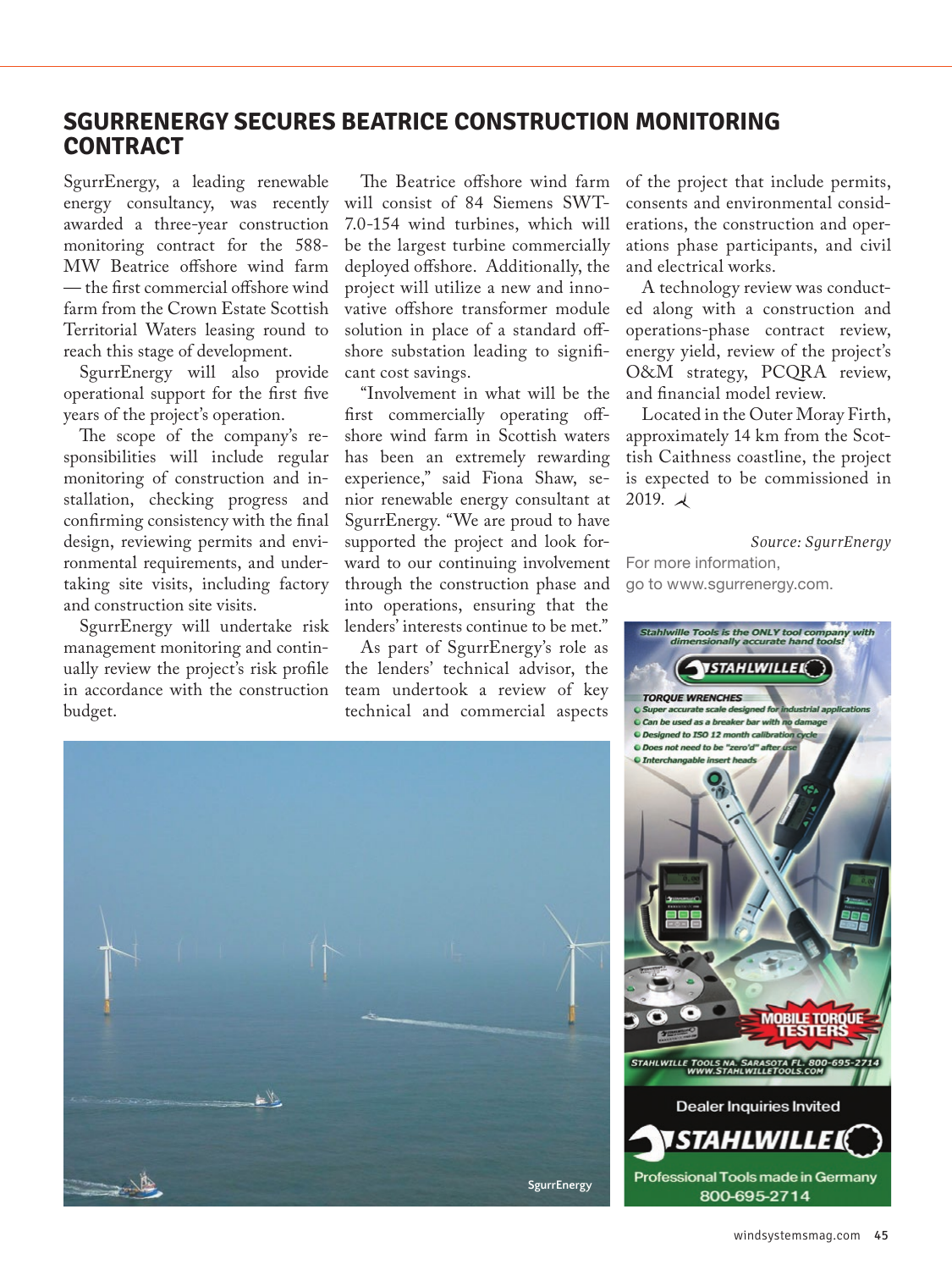## SGURRENERGY SECURES BEATRICE CONSTRUCTION MONITORING CONTRACT

SgurrEnergy, a leading renewable energy consultancy, was recently awarded a three-year construction monitoring contract for the 588-MW Beatrice offshore wind farm — the first commercial offshore wind farm from the Crown Estate Scottish Territorial Waters leasing round to reach this stage of development.

SgurrEnergy will also provide operational support for the first five years of the project's operation.

The scope of the company's responsibilities will include regular monitoring of construction and installation, checking progress and confirming consistency with the final design, reviewing permits and environmental requirements, and undertaking site visits, including factory and construction site visits.

SgurrEnergy will undertake risk management monitoring and continually review the project's risk profile in accordance with the construction budget.

The Beatrice offshore wind farm will consist of 84 Siemens SWT-7.0-154 wind turbines, which will be the largest turbine commercially deployed offshore. Additionally, the project will utilize a new and innovative offshore transformer module solution in place of a standard offshore substation leading to significant cost savings.

"Involvement in what will be the first commercially operating offshore wind farm in Scottish waters has been an extremely rewarding experience," said Fiona Shaw, senior renewable energy consultant at SgurrEnergy. "We are proud to have supported the project and look forward to our continuing involvement through the construction phase and into operations, ensuring that the lenders' interests continue to be met."

As part of SgurrEnergy's role as the lenders' technical advisor, the team undertook a review of key technical and commercial aspects of the project that include permits, consents and environmental considerations, the construction and operations phase participants, and civil and electrical works.

A technology review was conducted along with a construction and operations-phase contract review, energy yield, review of the project's O&M strategy, PCQRA review, and financial model review.

Located in the Outer Moray Firth, approximately 14 km from the Scottish Caithness coastline, the project is expected to be commissioned in 2019.

*Source: SgurrEnergy*

For more information, go to www.sgurrenergy.com.

SgurrEnergy